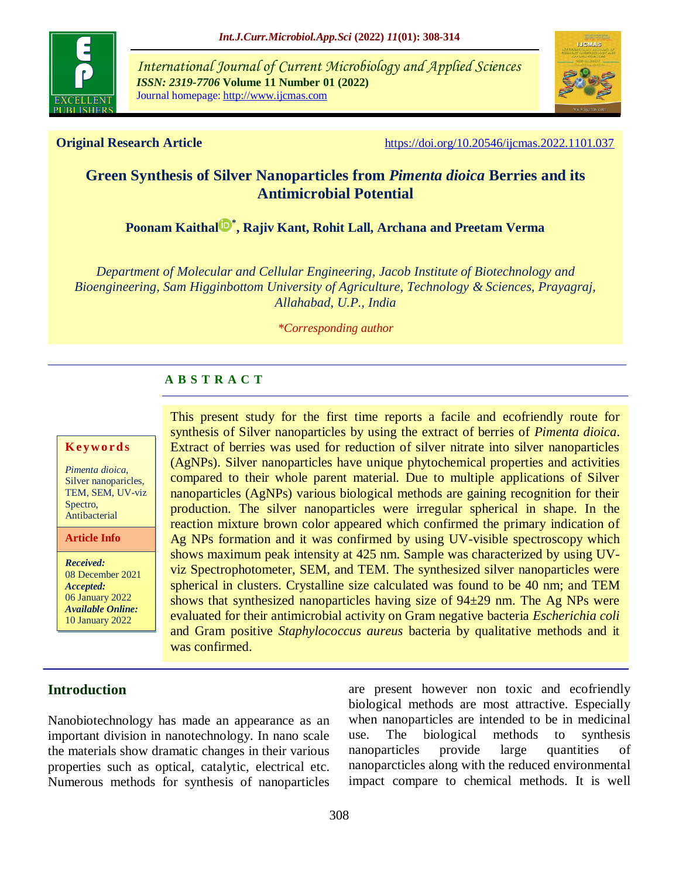**Original Research Article** https://doi.org/10.20546/ijcmas.2022.1101.037

# Green Synthesis of Silver Nanoparticles from *Pimenta dioica* Berries and its Antimicrobial Potential

**Poonam Kaithal*, Rajiv Kant, Rohit Lall, Archana and Preetam Verma**

*Department of Molecular and Cellular Engineering, Jacob Institute of Biotechnology and Bioengineering, Sam Higginbottom University of Agriculture, Technology & Sciences, Prayagraj, Allahabad, U.P., India*

*\*Corresponding author*

## A B S T R A C T

**Keywords**

*Pimenta dioica,* Silver nanoparicles, TEM, SEM, UV-viz Spectro, Antibacterial

**Article Info**

***Received:*** 08 December 2021
***Accepted:*** 06 January 2022
***Available Online:*** 10 January 2022

This present study for the first time reports a facile and ecofriendly route for synthesis of Silver nanoparticles by using the extract of berries of *Pimenta dioica*. Extract of berries was used for reduction of silver nitrate into silver nanoparticles (AgNPs). Silver nanoparticles have unique phytochemical properties and activities compared to their whole parent material. Due to multiple applications of Silver nanoparticles (AgNPs) various biological methods are gaining recognition for their production. The silver nanoparticles were irregular spherical in shape. In the reaction mixture brown color appeared which confirmed the primary indication of Ag NPs formation and it was confirmed by using UV-visible spectroscopy which shows maximum peak intensity at 425 nm. Sample was characterized by using UV-viz Spectrophotometer, SEM, and TEM. The synthesized silver nanoparticles were spherical in clusters. Crystalline size calculated was found to be 40 nm; and TEM shows that synthesized nanoparticles having size of 94±29 nm. The Ag NPs were evaluated for their antimicrobial activity on Gram negative bacteria *Escherichia coli* and Gram positive *Staphylococcus aureus* bacteria by qualitative methods and it was confirmed.

## Introduction

Nanobiotechnology has made an appearance as an important division in nanotechnology. In nano scale the materials show dramatic changes in their various properties such as optical, catalytic, electrical etc. Numerous methods for synthesis of nanoparticles are present however non toxic and ecofriendly biological methods are most attractive. Especially when nanoparticles are intended to be in medicinal use. The biological methods to synthesis nanoparticles provide large quantities of nanoparcticles along with the reduced environmental impact compare to chemical methods. It is well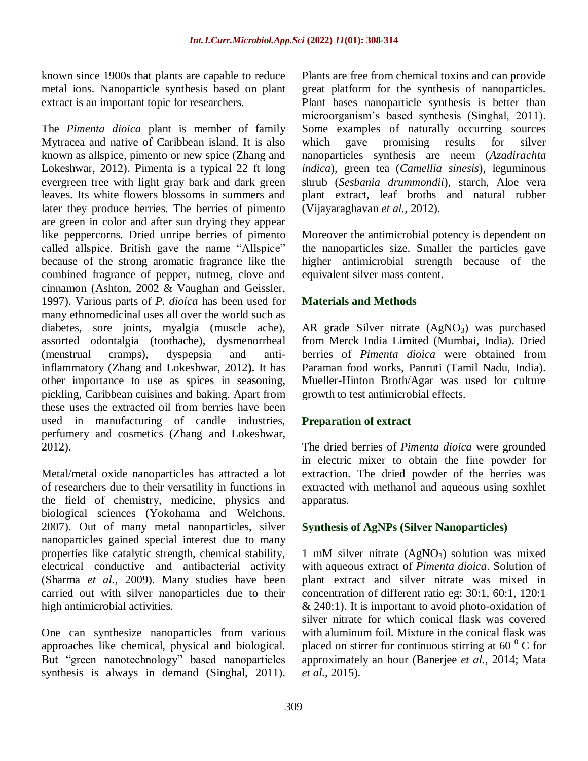known since 1900s that plants are capable to reduce metal ions. Nanoparticle synthesis based on plant extract is an important topic for researchers.

The *Pimenta dioica* plant is member of family Mytracea and native of Caribbean island. It is also known as allspice, pimento or new spice (Zhang and Lokeshwar, 2012). Pimenta is a typical 22 ft long evergreen tree with light gray bark and dark green leaves. Its white flowers blossoms in summers and later they produce berries. The berries of pimento are green in color and after sun drying they appear like peppercorns. Dried unripe berries of pimento called allspice. British gave the name "Allspice" because of the strong aromatic fragrance like the combined fragrance of pepper, nutmeg, clove and cinnamon (Ashton, 2002 & Vaughan and Geissler, 1997). Various parts of *P. dioica* has been used for many ethnomedicinal uses all over the world such as diabetes, sore joints, myalgia (muscle ache), assorted odontalgia (toothache), dysmenorrheal (menstrual cramps), dyspepsia and anti-inflammatory (Zhang and Lokeshwar, 2012**).** It has other importance to use as spices in seasoning, pickling, Caribbean cuisines and baking. Apart from these uses the extracted oil from berries have been used in manufacturing of candle industries, perfumery and cosmetics (Zhang and Lokeshwar, 2012).

Metal/metal oxide nanoparticles has attracted a lot of researchers due to their versatility in functions in the field of chemistry, medicine, physics and biological sciences (Yokohama and Welchons, 2007). Out of many metal nanoparticles, silver nanoparticles gained special interest due to many properties like catalytic strength, chemical stability, electrical conductive and antibacterial activity (Sharma *et al.,* 2009). Many studies have been carried out with silver nanoparticles due to their high antimicrobial activities.

One can synthesize nanoparticles from various approaches like chemical, physical and biological. But "green nanotechnology" based nanoparticles synthesis is always in demand (Singhal, 2011). Plants are free from chemical toxins and can provide great platform for the synthesis of nanoparticles. Plant bases nanoparticle synthesis is better than microorganism's based synthesis (Singhal, 2011). Some examples of naturally occurring sources which gave promising results for silver nanoparticles synthesis are neem (*Azadirachta indica*), green tea (*Camellia sinesis*), leguminous shrub (*Sesbania drummondii*), starch, Aloe vera plant extract, leaf broths and natural rubber (Vijayaraghavan *et al.,* 2012).

Moreover the antimicrobial potency is dependent on the nanoparticles size. Smaller the particles gave higher antimicrobial strength because of the equivalent silver mass content.

## Materials and Methods

AR grade Silver nitrate ($AgNO_3$) was purchased from Merck India Limited (Mumbai, India). Dried berries of *Pimenta dioica* were obtained from Paraman food works, Panruti (Tamil Nadu, India). Mueller-Hinton Broth/Agar was used for culture growth to test antimicrobial effects.

### Preparation of extract

The dried berries of *Pimenta dioica* were grounded in electric mixer to obtain the fine powder for extraction. The dried powder of the berries was extracted with methanol and aqueous using soxhlet apparatus.

### Synthesis of AgNPs (Silver Nanoparticles)

1 mM silver nitrate ($AgNO_3$) solution was mixed with aqueous extract of *Pimenta dioica*. Solution of plant extract and silver nitrate was mixed in concentration of different ratio eg: 30:1, 60:1, 120:1 & 240:1). It is important to avoid photo-oxidation of silver nitrate for which conical flask was covered with aluminum foil. Mixture in the conical flask was placed on stirrer for continuous stirring at 60 $^0$ C for approximately an hour (Banerjee *et al.,* 2014; Mata *et al.,* 2015).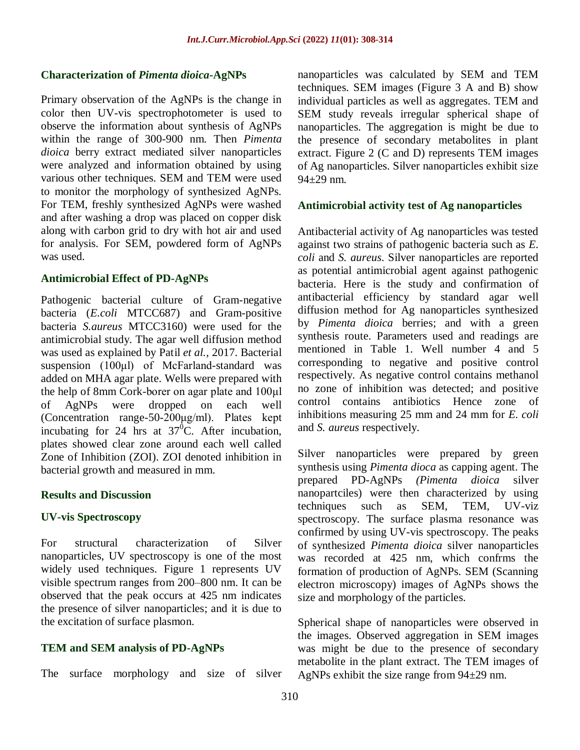### Characterization of *Pimenta dioica*-AgNPs

Primary observation of the AgNPs is the change in color then UV-vis spectrophotometer is used to observe the information about synthesis of AgNPs within the range of 300-900 nm. Then *Pimenta dioica* berry extract mediated silver nanoparticles were analyzed and information obtained by using various other techniques. SEM and TEM were used to monitor the morphology of synthesized AgNPs. For TEM, freshly synthesized AgNPs were washed and after washing a drop was placed on copper disk along with carbon grid to dry with hot air and used for analysis. For SEM, powdered form of AgNPs was used.

### Antimicrobial Effect of PD-AgNPs

Pathogenic bacterial culture of Gram-negative bacteria (*E.coli* MTCC687) and Gram-positive bacteria *S.aureus* MTCC3160) were used for the antimicrobial study. The agar well diffusion method was used as explained by Patil *et al.,* 2017. Bacterial suspension (100μl) of McFarland-standard was added on MHA agar plate. Wells were prepared with the help of 8mm Cork-borer on agar plate and 100μl of AgNPs were dropped on each well (Concentration range-50-200μg/ml). Plates kept incubating for 24 hrs at $37^0$C. After incubation, plates showed clear zone around each well called Zone of Inhibition (ZOI). ZOI denoted inhibition in bacterial growth and measured in mm.

## Results and Discussion

### UV-vis Spectroscopy

For structural characterization of Silver nanoparticles, UV spectroscopy is one of the most widely used techniques. Figure 1 represents UV visible spectrum ranges from 200–800 nm. It can be observed that the peak occurs at 425 nm indicates the presence of silver nanoparticles; and it is due to the excitation of surface plasmon.

### TEM and SEM analysis of PD-AgNPs

The surface morphology and size of silver nanoparticles was calculated by SEM and TEM techniques. SEM images (Figure 3 A and B) show individual particles as well as aggregates. TEM and SEM study reveals irregular spherical shape of nanoparticles. The aggregation is might be due to the presence of secondary metabolites in plant extract. Figure 2 (C and D) represents TEM images of Ag nanoparticles. Silver nanoparticles exhibit size 94±29 nm.

### Antimicrobial activity test of Ag nanoparticles

Antibacterial activity of Ag nanoparticles was tested against two strains of pathogenic bacteria such as *E. coli* and *S. aureus*. Silver nanoparticles are reported as potential antimicrobial agent against pathogenic bacteria. Here is the study and confirmation of antibacterial efficiency by standard agar well diffusion method for Ag nanoparticles synthesized by *Pimenta dioica* berries; and with a green synthesis route. Parameters used and readings are mentioned in Table 1. Well number 4 and 5 corresponding to negative and positive control respectively. As negative control contains methanol no zone of inhibition was detected; and positive control contains antibiotics Hence zone of inhibitions measuring 25 mm and 24 mm for *E. coli* and *S. aureus* respectively.

Silver nanoparticles were prepared by green synthesis using *Pimenta dioca* as capping agent. The prepared PD-AgNPs *(Pimenta dioica* silver nanopartciles) were then characterized by using techniques such as SEM, TEM, UV-viz spectroscopy. The surface plasma resonance was confirmed by using UV-vis spectroscopy. The peaks of synthesized *Pimenta dioica* silver nanoparticles was recorded at 425 nm, which confrms the formation of production of AgNPs. SEM (Scanning electron microscopy) images of AgNPs shows the size and morphology of the particles.

Spherical shape of nanoparticles were observed in the images. Observed aggregation in SEM images was might be due to the presence of secondary metabolite in the plant extract. The TEM images of AgNPs exhibit the size range from 94±29 nm.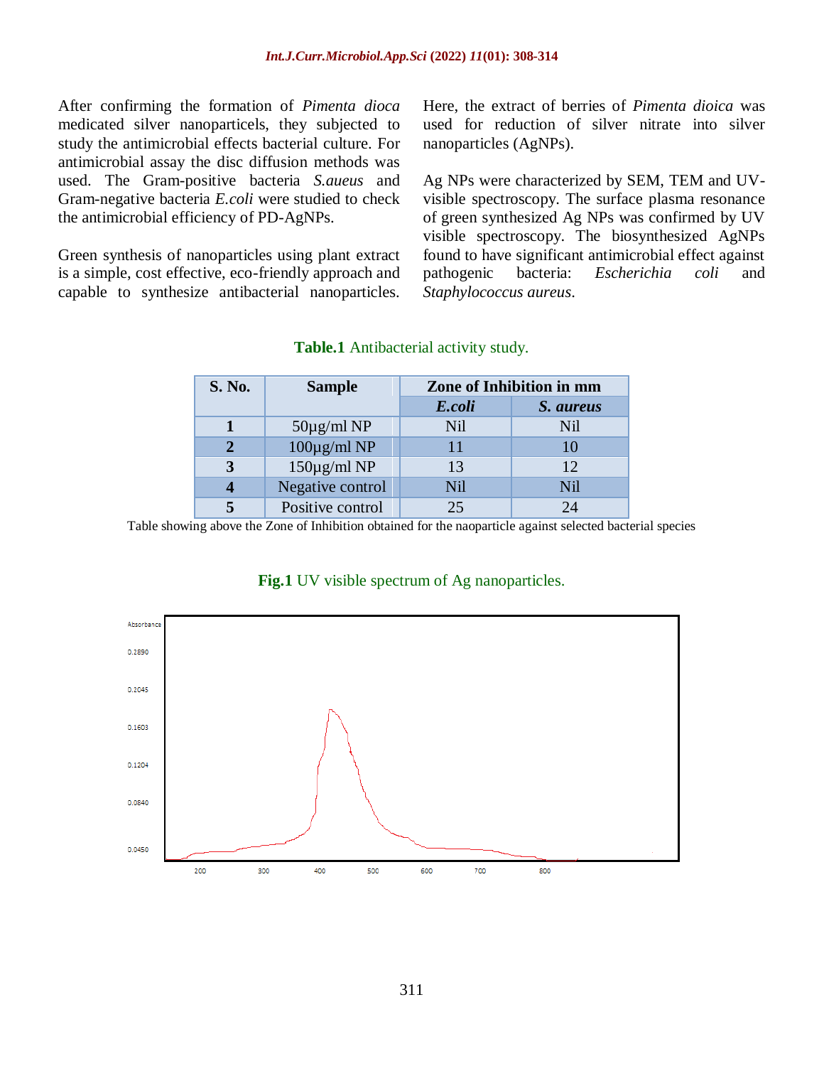After confirming the formation of *Pimenta dioca* medicated silver nanoparticels, they subjected to study the antimicrobial effects bacterial culture. For antimicrobial assay the disc diffusion methods was used. The Gram-positive bacteria *S.aueus* and Gram-negative bacteria *E.coli* were studied to check the antimicrobial efficiency of PD-AgNPs.

Green synthesis of nanoparticles using plant extract is a simple, cost effective, eco-friendly approach and capable to synthesize antibacterial nanoparticles. Here, the extract of berries of *Pimenta dioica* was used for reduction of silver nitrate into silver nanoparticles (AgNPs).

Ag NPs were characterized by SEM, TEM and UV-visible spectroscopy. The surface plasma resonance of green synthesized Ag NPs was confirmed by UV visible spectroscopy. The biosynthesized AgNPs found to have significant antimicrobial effect against pathogenic bacteria: *Escherichia coli* and *Staphylococcus aureus*.

**Table.1** Antibacterial activity study.

| S. No. | Sample | Zone of Inhibition in mm | |
|---|---|---|---|
| | | ***E.coli*** | ***S. aureus*** |
| **1** | 50µg/ml NP | Nil | Nil |
| **2** | 100µg/ml NP | 11 | 10 |
| **3** | 150µg/ml NP | 13 | 12 |
| **4** | Negative control | Nil | Nil |
| **5** | Positive control | 25 | 24 |

Table showing above the Zone of Inhibition obtained for the naoparticle against selected bacterial species

**Fig.1** UV visible spectrum of Ag nanoparticles.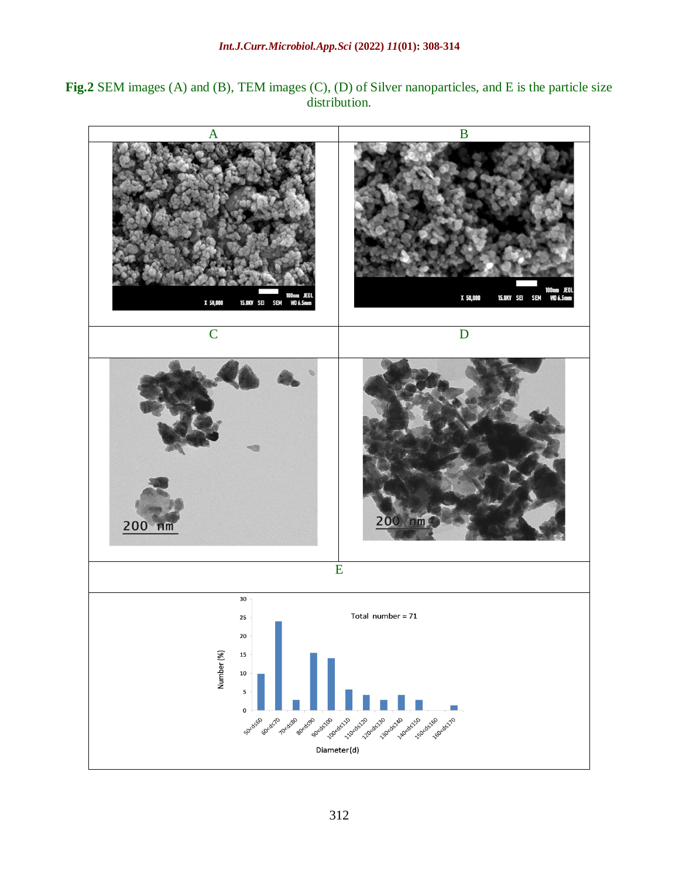**Fig.2** SEM images (A) and (B), TEM images (C), (D) of Silver nanoparticles, and E is the particle size distribution.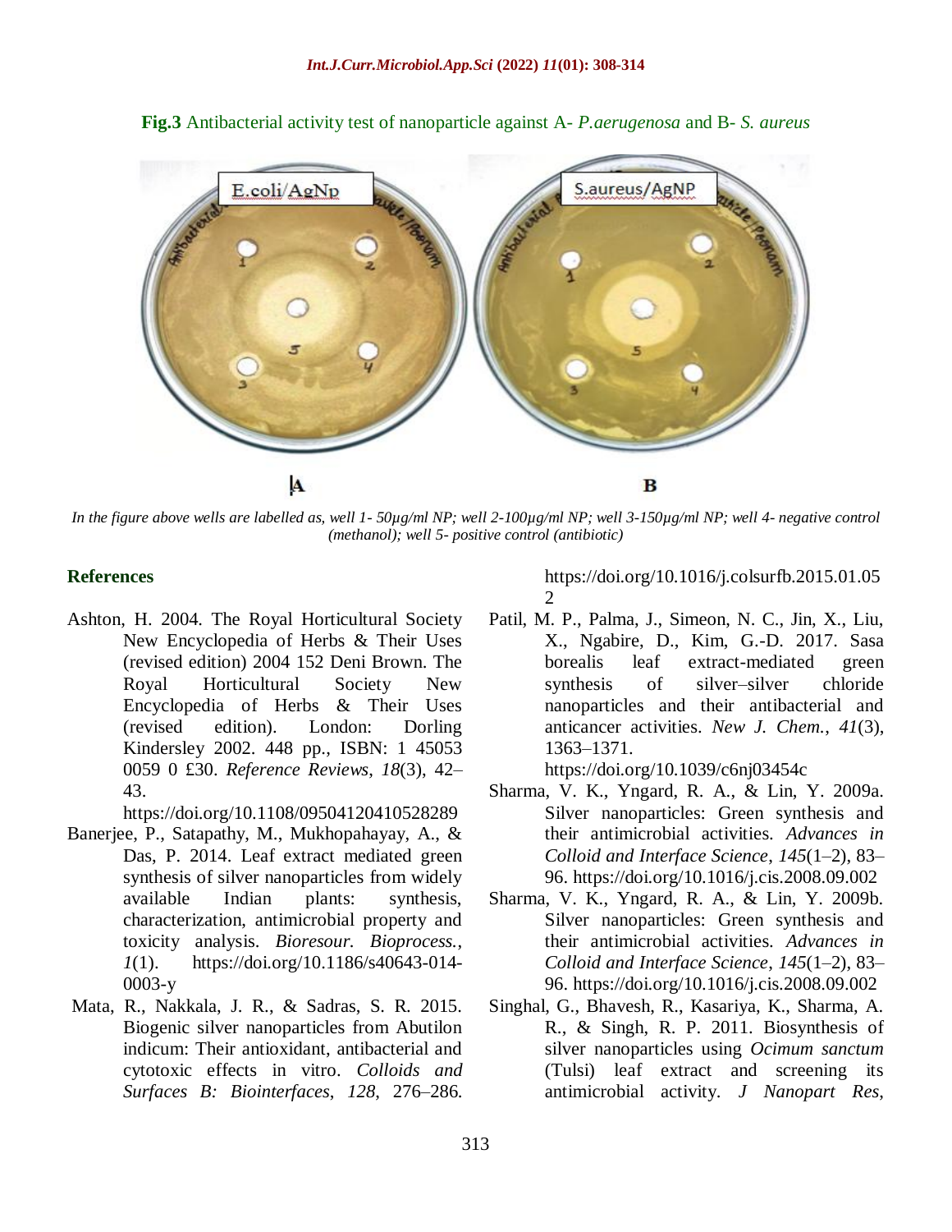**Fig.3** Antibacterial activity test of nanoparticle against A- *P.aerugenosa* and B- *S. aureus*

*In the figure above wells are labelled as, well 1- 50µg/ml NP; well 2-100µg/ml NP; well 3-150µg/ml NP; well 4- negative control (methanol); well 5- positive control (antibiotic)*

## References

Ashton, H. 2004. The Royal Horticultural Society New Encyclopedia of Herbs & Their Uses (revised edition) 2004 152 Deni Brown. The Royal Horticultural Society New Encyclopedia of Herbs & Their Uses (revised edition). London: Dorling Kindersley 2002. 448 pp., ISBN: 1 45053 0059 0 £30. *Reference Reviews*, *18*(3), 42–43. https://doi.org/10.1108/09504120410528289

Banerjee, P., Satapathy, M., Mukhopahayay, A., & Das, P. 2014. Leaf extract mediated green synthesis of silver nanoparticles from widely available Indian plants: synthesis, characterization, antimicrobial property and toxicity analysis. *Bioresour. Bioprocess.*, *1*(1). https://doi.org/10.1186/s40643-014-0003-y

Mata, R., Nakkala, J. R., & Sadras, S. R. 2015. Biogenic silver nanoparticles from Abutilon indicum: Their antioxidant, antibacterial and cytotoxic effects in vitro. *Colloids and Surfaces B: Biointerfaces*, *128*, 276–286. https://doi.org/10.1016/j.colsurfb.2015.01.052

Patil, M. P., Palma, J., Simeon, N. C., Jin, X., Liu, X., Ngabire, D., Kim, G.-D. 2017. Sasa borealis leaf extract-mediated green synthesis of silver–silver chloride nanoparticles and their antibacterial and anticancer activities. *New J. Chem.*, *41*(3), 1363–1371. https://doi.org/10.1039/c6nj03454c

Sharma, V. K., Yngard, R. A., & Lin, Y. 2009a. Silver nanoparticles: Green synthesis and their antimicrobial activities. *Advances in Colloid and Interface Science*, *145*(1–2), 83–96. https://doi.org/10.1016/j.cis.2008.09.002

Sharma, V. K., Yngard, R. A., & Lin, Y. 2009b. Silver nanoparticles: Green synthesis and their antimicrobial activities. *Advances in Colloid and Interface Science*, *145*(1–2), 83–96. https://doi.org/10.1016/j.cis.2008.09.002

Singhal, G., Bhavesh, R., Kasariya, K., Sharma, A. R., & Singh, R. P. 2011. Biosynthesis of silver nanoparticles using *Ocimum sanctum* (Tulsi) leaf extract and screening its antimicrobial activity. *J Nanopart Res*,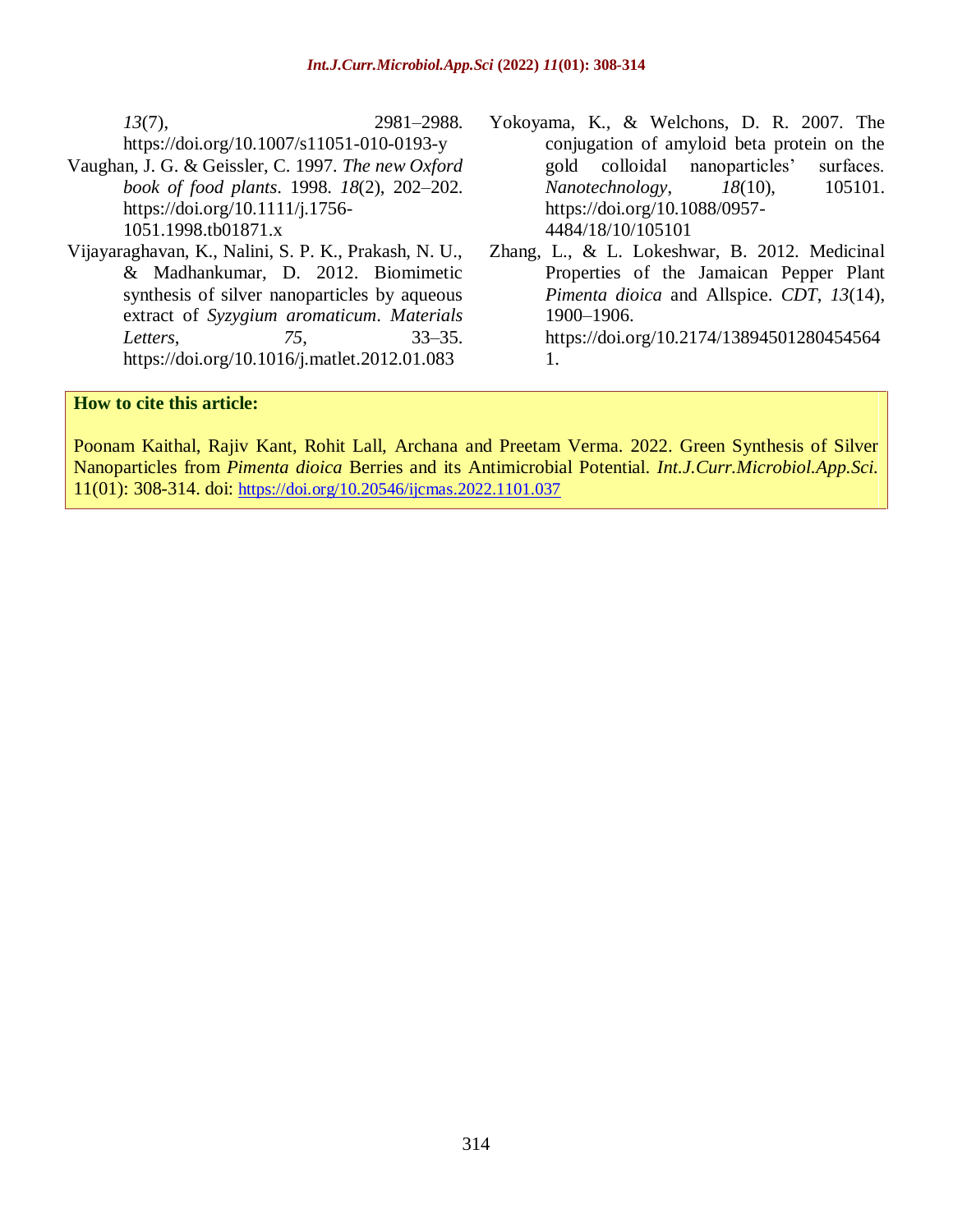*13*(7), 2981–2988. https://doi.org/10.1007/s11051-010-0193-y

Vaughan, J. G. & Geissler, C. 1997. *The new Oxford book of food plants*. 1998. *18*(2), 202–202. https://doi.org/10.1111/j.1756-1051.1998.tb01871.x

Vijayaraghavan, K., Nalini, S. P. K., Prakash, N. U., & Madhankumar, D. 2012. Biomimetic synthesis of silver nanoparticles by aqueous extract of *Syzygium aromaticum*. *Materials Letters*, *75*, 33–35. https://doi.org/10.1016/j.matlet.2012.01.083

Yokoyama, K., & Welchons, D. R. 2007. The conjugation of amyloid beta protein on the gold colloidal nanoparticles' surfaces. *Nanotechnology*, *18*(10), 105101. https://doi.org/10.1088/0957-4484/18/10/105101

Zhang, L., & L. Lokeshwar, B. 2012. Medicinal Properties of the Jamaican Pepper Plant *Pimenta dioica* and Allspice. *CDT*, *13*(14), 1900–1906. https://doi.org/10.2174/138945012804545641.

**How to cite this article:**

Poonam Kaithal, Rajiv Kant, Rohit Lall, Archana and Preetam Verma. 2022. Green Synthesis of Silver Nanoparticles from *Pimenta dioica* Berries and its Antimicrobial Potential. *Int.J.Curr.Microbiol.App.Sci.* 11(01): 308-314. doi: https://doi.org/10.20546/ijcmas.2022.1101.037